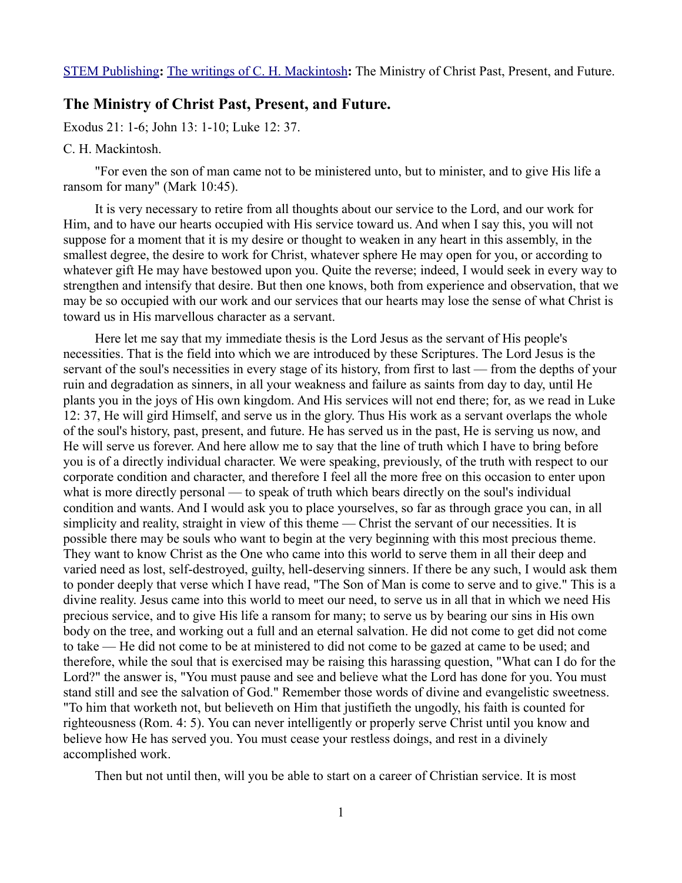STEM Publishing**:** The writings of C. H. Mackintosh**:** The Ministry of Christ Past, Present, and Future.

## The Ministry of Christ Past, Present, and Future.

Exodus 21: 1-6; John 13: 1-10; Luke 12: 37.

C. H. Mackintosh.

"For even the son of man came not to be ministered unto, but to minister, and to give His life a ransom for many" (Mark 10:45).

It is very necessary to retire from all thoughts about our service to the Lord, and our work for Him, and to have our hearts occupied with His service toward us. And when I say this, you will not suppose for a moment that it is my desire or thought to weaken in any heart in this assembly, in the smallest degree, the desire to work for Christ, whatever sphere He may open for you, or according to whatever gift He may have bestowed upon you. Quite the reverse; indeed, I would seek in every way to strengthen and intensify that desire. But then one knows, both from experience and observation, that we may be so occupied with our work and our services that our hearts may lose the sense of what Christ is toward us in His marvellous character as a servant.

Here let me say that my immediate thesis is the Lord Jesus as the servant of His people's necessities. That is the field into which we are introduced by these Scriptures. The Lord Jesus is the servant of the soul's necessities in every stage of its history, from first to last — from the depths of your ruin and degradation as sinners, in all your weakness and failure as saints from day to day, until He plants you in the joys of His own kingdom. And His services will not end there; for, as we read in Luke 12: 37, He will gird Himself, and serve us in the glory. Thus His work as a servant overlaps the whole of the soul's history, past, present, and future. He has served us in the past, He is serving us now, and He will serve us forever. And here allow me to say that the line of truth which I have to bring before you is of a directly individual character. We were speaking, previously, of the truth with respect to our corporate condition and character, and therefore I feel all the more free on this occasion to enter upon what is more directly personal — to speak of truth which bears directly on the soul's individual condition and wants. And I would ask you to place yourselves, so far as through grace you can, in all simplicity and reality, straight in view of this theme — Christ the servant of our necessities. It is possible there may be souls who want to begin at the very beginning with this most precious theme. They want to know Christ as the One who came into this world to serve them in all their deep and varied need as lost, self-destroyed, guilty, hell-deserving sinners. If there be any such, I would ask them to ponder deeply that verse which I have read, "The Son of Man is come to serve and to give." This is a divine reality. Jesus came into this world to meet our need, to serve us in all that in which we need His precious service, and to give His life a ransom for many; to serve us by bearing our sins in His own body on the tree, and working out a full and an eternal salvation. He did not come to get did not come to take — He did not come to be at ministered to did not come to be gazed at came to be used; and therefore, while the soul that is exercised may be raising this harassing question, "What can I do for the Lord?" the answer is, "You must pause and see and believe what the Lord has done for you. You must stand still and see the salvation of God." Remember those words of divine and evangelistic sweetness. "To him that worketh not, but believeth on Him that justifieth the ungodly, his faith is counted for righteousness (Rom. 4: 5). You can never intelligently or properly serve Christ until you know and believe how He has served you. You must cease your restless doings, and rest in a divinely accomplished work.

Then but not until then, will you be able to start on a career of Christian service. It is most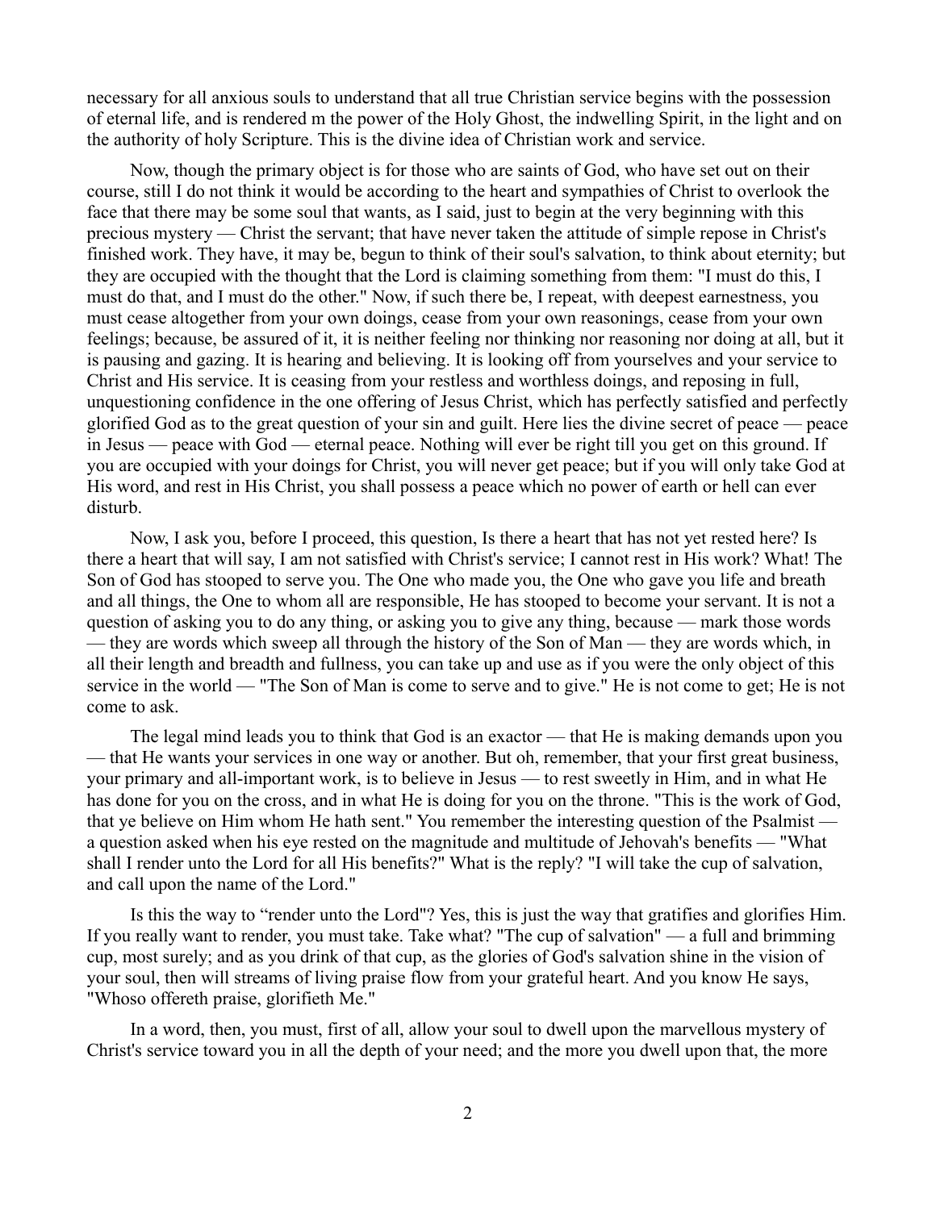necessary for all anxious souls to understand that all true Christian service begins with the possession of eternal life, and is rendered m the power of the Holy Ghost, the indwelling Spirit, in the light and on the authority of holy Scripture. This is the divine idea of Christian work and service.

Now, though the primary object is for those who are saints of God, who have set out on their course, still I do not think it would be according to the heart and sympathies of Christ to overlook the face that there may be some soul that wants, as I said, just to begin at the very beginning with this precious mystery — Christ the servant; that have never taken the attitude of simple repose in Christ's finished work. They have, it may be, begun to think of their soul's salvation, to think about eternity; but they are occupied with the thought that the Lord is claiming something from them: "I must do this, I must do that, and I must do the other." Now, if such there be, I repeat, with deepest earnestness, you must cease altogether from your own doings, cease from your own reasonings, cease from your own feelings; because, be assured of it, it is neither feeling nor thinking nor reasoning nor doing at all, but it is pausing and gazing. It is hearing and believing. It is looking off from yourselves and your service to Christ and His service. It is ceasing from your restless and worthless doings, and reposing in full, unquestioning confidence in the one offering of Jesus Christ, which has perfectly satisfied and perfectly glorified God as to the great question of your sin and guilt. Here lies the divine secret of peace — peace in Jesus — peace with God — eternal peace. Nothing will ever be right till you get on this ground. If you are occupied with your doings for Christ, you will never get peace; but if you will only take God at His word, and rest in His Christ, you shall possess a peace which no power of earth or hell can ever disturb.

Now, I ask you, before I proceed, this question, Is there a heart that has not yet rested here? Is there a heart that will say, I am not satisfied with Christ's service; I cannot rest in His work? What! The Son of God has stooped to serve you. The One who made you, the One who gave you life and breath and all things, the One to whom all are responsible, He has stooped to become your servant. It is not a question of asking you to do any thing, or asking you to give any thing, because — mark those words — they are words which sweep all through the history of the Son of Man — they are words which, in all their length and breadth and fullness, you can take up and use as if you were the only object of this service in the world — "The Son of Man is come to serve and to give." He is not come to get; He is not come to ask.

The legal mind leads you to think that God is an exactor — that He is making demands upon you — that He wants your services in one way or another. But oh, remember, that your first great business, your primary and all-important work, is to believe in Jesus — to rest sweetly in Him, and in what He has done for you on the cross, and in what He is doing for you on the throne. "This is the work of God, that ye believe on Him whom He hath sent." You remember the interesting question of the Psalmist — a question asked when his eye rested on the magnitude and multitude of Jehovah's benefits — "What shall I render unto the Lord for all His benefits?" What is the reply? "I will take the cup of salvation, and call upon the name of the Lord."

Is this the way to "render unto the Lord"? Yes, this is just the way that gratifies and glorifies Him. If you really want to render, you must take. Take what? "The cup of salvation" — a full and brimming cup, most surely; and as you drink of that cup, as the glories of God's salvation shine in the vision of your soul, then will streams of living praise flow from your grateful heart. And you know He says, "Whoso offereth praise, glorifieth Me."

In a word, then, you must, first of all, allow your soul to dwell upon the marvellous mystery of Christ's service toward you in all the depth of your need; and the more you dwell upon that, the more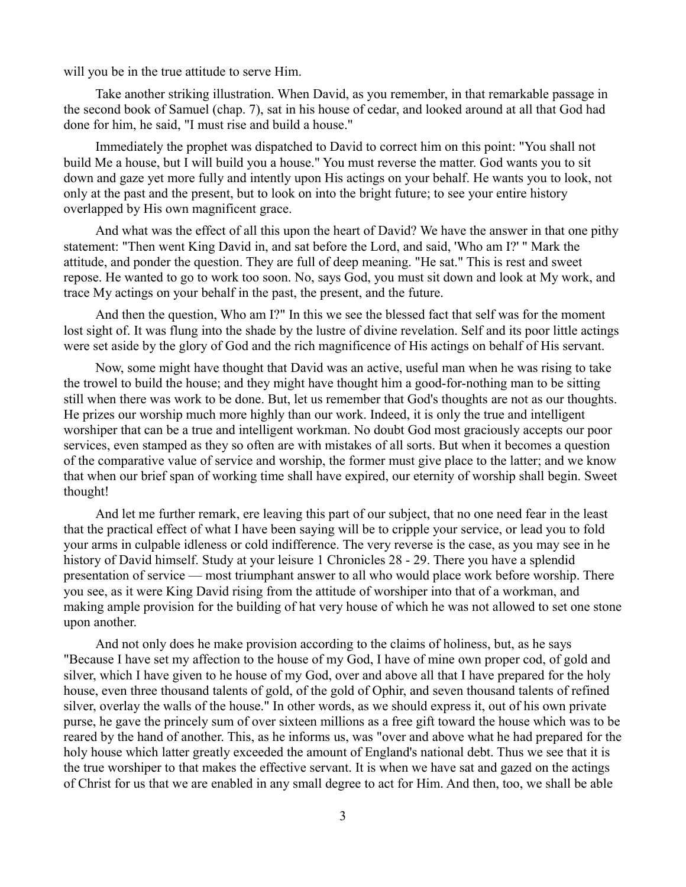will you be in the true attitude to serve Him.

Take another striking illustration. When David, as you remember, in that remarkable passage in the second book of Samuel (chap. 7), sat in his house of cedar, and looked around at all that God had done for him, he said, "I must rise and build a house."

Immediately the prophet was dispatched to David to correct him on this point: "You shall not build Me a house, but I will build you a house." You must reverse the matter. God wants you to sit down and gaze yet more fully and intently upon His actings on your behalf. He wants you to look, not only at the past and the present, but to look on into the bright future; to see your entire history overlapped by His own magnificent grace.

And what was the effect of all this upon the heart of David? We have the answer in that one pithy statement: "Then went King David in, and sat before the Lord, and said, 'Who am I?' " Mark the attitude, and ponder the question. They are full of deep meaning. "He sat." This is rest and sweet repose. He wanted to go to work too soon. No, says God, you must sit down and look at My work, and trace My actings on your behalf in the past, the present, and the future.

And then the question, Who am I?" In this we see the blessed fact that self was for the moment lost sight of. It was flung into the shade by the lustre of divine revelation. Self and its poor little actings were set aside by the glory of God and the rich magnificence of His actings on behalf of His servant.

Now, some might have thought that David was an active, useful man when he was rising to take the trowel to build the house; and they might have thought him a good-for-nothing man to be sitting still when there was work to be done. But, let us remember that God's thoughts are not as our thoughts. He prizes our worship much more highly than our work. Indeed, it is only the true and intelligent worshiper that can be a true and intelligent workman. No doubt God most graciously accepts our poor services, even stamped as they so often are with mistakes of all sorts. But when it becomes a question of the comparative value of service and worship, the former must give place to the latter; and we know that when our brief span of working time shall have expired, our eternity of worship shall begin. Sweet thought!

And let me further remark, ere leaving this part of our subject, that no one need fear in the least that the practical effect of what I have been saying will be to cripple your service, or lead you to fold your arms in culpable idleness or cold indifference. The very reverse is the case, as you may see in he history of David himself. Study at your leisure 1 Chronicles 28 - 29. There you have a splendid presentation of service — most triumphant answer to all who would place work before worship. There you see, as it were King David rising from the attitude of worshiper into that of a workman, and making ample provision for the building of hat very house of which he was not allowed to set one stone upon another.

And not only does he make provision according to the claims of holiness, but, as he says "Because I have set my affection to the house of my God, I have of mine own proper cod, of gold and silver, which I have given to he house of my God, over and above all that I have prepared for the holy house, even three thousand talents of gold, of the gold of Ophir, and seven thousand talents of refined silver, overlay the walls of the house." In other words, as we should express it, out of his own private purse, he gave the princely sum of over sixteen millions as a free gift toward the house which was to be reared by the hand of another. This, as he informs us, was "over and above what he had prepared for the holy house which latter greatly exceeded the amount of England's national debt. Thus we see that it is the true worshiper to that makes the effective servant. It is when we have sat and gazed on the actings of Christ for us that we are enabled in any small degree to act for Him. And then, too, we shall be able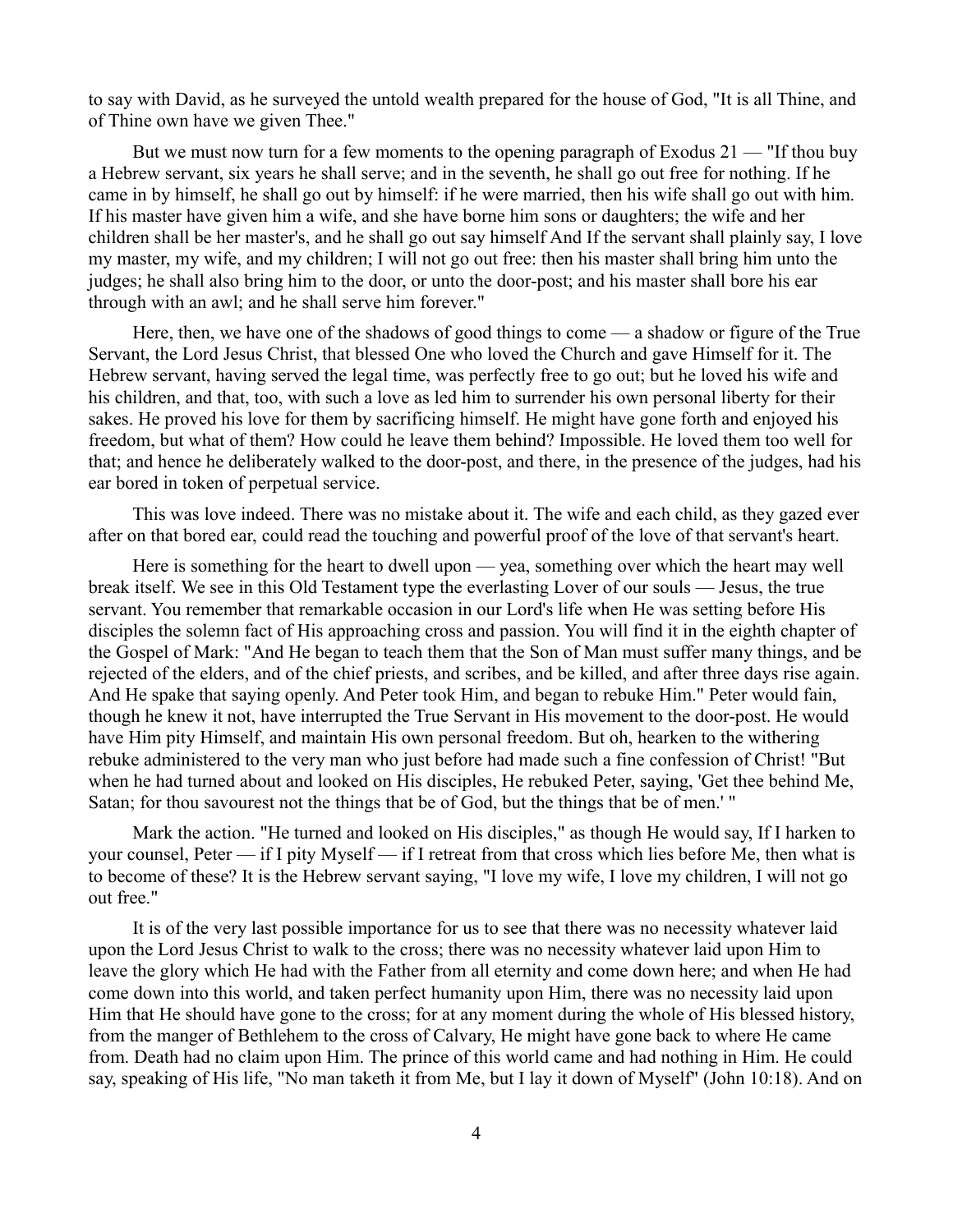to say with David, as he surveyed the untold wealth prepared for the house of God, "It is all Thine, and of Thine own have we given Thee."

But we must now turn for a few moments to the opening paragraph of Exodus 21 — "If thou buy a Hebrew servant, six years he shall serve; and in the seventh, he shall go out free for nothing. If he came in by himself, he shall go out by himself: if he were married, then his wife shall go out with him. If his master have given him a wife, and she have borne him sons or daughters; the wife and her children shall be her master's, and he shall go out say himself And If the servant shall plainly say, I love my master, my wife, and my children; I will not go out free: then his master shall bring him unto the judges; he shall also bring him to the door, or unto the door-post; and his master shall bore his ear through with an awl; and he shall serve him forever."

Here, then, we have one of the shadows of good things to come — a shadow or figure of the True Servant, the Lord Jesus Christ, that blessed One who loved the Church and gave Himself for it. The Hebrew servant, having served the legal time, was perfectly free to go out; but he loved his wife and his children, and that, too, with such a love as led him to surrender his own personal liberty for their sakes. He proved his love for them by sacrificing himself. He might have gone forth and enjoyed his freedom, but what of them? How could he leave them behind? Impossible. He loved them too well for that; and hence he deliberately walked to the door-post, and there, in the presence of the judges, had his ear bored in token of perpetual service.

This was love indeed. There was no mistake about it. The wife and each child, as they gazed ever after on that bored ear, could read the touching and powerful proof of the love of that servant's heart.

Here is something for the heart to dwell upon — yea, something over which the heart may well break itself. We see in this Old Testament type the everlasting Lover of our souls — Jesus, the true servant. You remember that remarkable occasion in our Lord's life when He was setting before His disciples the solemn fact of His approaching cross and passion. You will find it in the eighth chapter of the Gospel of Mark: "And He began to teach them that the Son of Man must suffer many things, and be rejected of the elders, and of the chief priests, and scribes, and be killed, and after three days rise again. And He spake that saying openly. And Peter took Him, and began to rebuke Him." Peter would fain, though he knew it not, have interrupted the True Servant in His movement to the door-post. He would have Him pity Himself, and maintain His own personal freedom. But oh, hearken to the withering rebuke administered to the very man who just before had made such a fine confession of Christ! "But when he had turned about and looked on His disciples, He rebuked Peter, saying, 'Get thee behind Me, Satan; for thou savourest not the things that be of God, but the things that be of men.' "

Mark the action. "He turned and looked on His disciples," as though He would say, If I harken to your counsel, Peter — if I pity Myself — if I retreat from that cross which lies before Me, then what is to become of these? It is the Hebrew servant saying, "I love my wife, I love my children, I will not go out free."

It is of the very last possible importance for us to see that there was no necessity whatever laid upon the Lord Jesus Christ to walk to the cross; there was no necessity whatever laid upon Him to leave the glory which He had with the Father from all eternity and come down here; and when He had come down into this world, and taken perfect humanity upon Him, there was no necessity laid upon Him that He should have gone to the cross; for at any moment during the whole of His blessed history, from the manger of Bethlehem to the cross of Calvary, He might have gone back to where He came from. Death had no claim upon Him. The prince of this world came and had nothing in Him. He could say, speaking of His life, "No man taketh it from Me, but I lay it down of Myself" (John 10:18). And on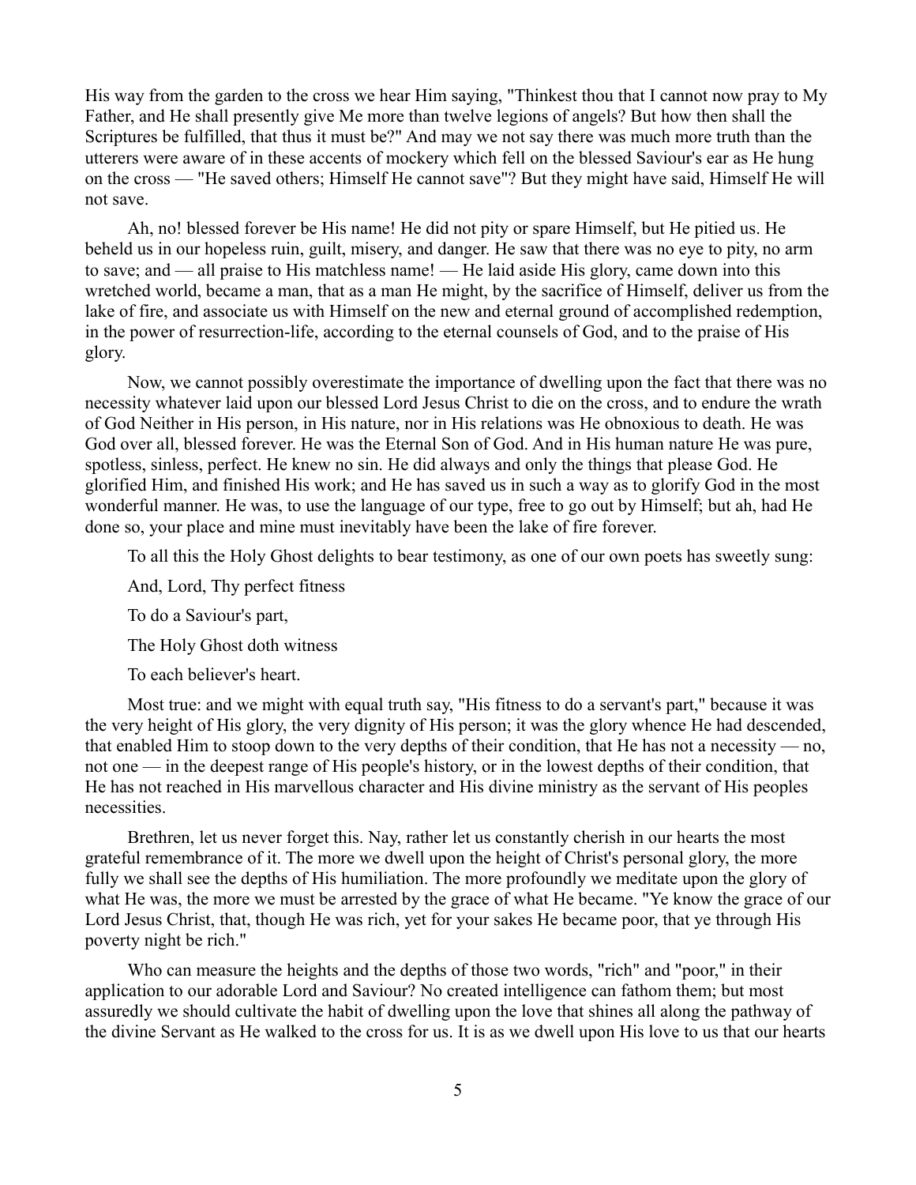His way from the garden to the cross we hear Him saying, "Thinkest thou that I cannot now pray to My Father, and He shall presently give Me more than twelve legions of angels? But how then shall the Scriptures be fulfilled, that thus it must be?" And may we not say there was much more truth than the utterers were aware of in these accents of mockery which fell on the blessed Saviour's ear as He hung on the cross — "He saved others; Himself He cannot save"? But they might have said, Himself He will not save.

Ah, no! blessed forever be His name! He did not pity or spare Himself, but He pitied us. He beheld us in our hopeless ruin, guilt, misery, and danger. He saw that there was no eye to pity, no arm to save; and — all praise to His matchless name! — He laid aside His glory, came down into this wretched world, became a man, that as a man He might, by the sacrifice of Himself, deliver us from the lake of fire, and associate us with Himself on the new and eternal ground of accomplished redemption, in the power of resurrection-life, according to the eternal counsels of God, and to the praise of His glory.

Now, we cannot possibly overestimate the importance of dwelling upon the fact that there was no necessity whatever laid upon our blessed Lord Jesus Christ to die on the cross, and to endure the wrath of God Neither in His person, in His nature, nor in His relations was He obnoxious to death. He was God over all, blessed forever. He was the Eternal Son of God. And in His human nature He was pure, spotless, sinless, perfect. He knew no sin. He did always and only the things that please God. He glorified Him, and finished His work; and He has saved us in such a way as to glorify God in the most wonderful manner. He was, to use the language of our type, free to go out by Himself; but ah, had He done so, your place and mine must inevitably have been the lake of fire forever.

To all this the Holy Ghost delights to bear testimony, as one of our own poets has sweetly sung:

And, Lord, Thy perfect fitness

To do a Saviour's part,

The Holy Ghost doth witness

To each believer's heart.

Most true: and we might with equal truth say, "His fitness to do a servant's part," because it was the very height of His glory, the very dignity of His person; it was the glory whence He had descended, that enabled Him to stoop down to the very depths of their condition, that He has not a necessity — no, not one — in the deepest range of His people's history, or in the lowest depths of their condition, that He has not reached in His marvellous character and His divine ministry as the servant of His peoples necessities.

Brethren, let us never forget this. Nay, rather let us constantly cherish in our hearts the most grateful remembrance of it. The more we dwell upon the height of Christ's personal glory, the more fully we shall see the depths of His humiliation. The more profoundly we meditate upon the glory of what He was, the more we must be arrested by the grace of what He became. "Ye know the grace of our Lord Jesus Christ, that, though He was rich, yet for your sakes He became poor, that ye through His poverty night be rich."

Who can measure the heights and the depths of those two words, "rich" and "poor," in their application to our adorable Lord and Saviour? No created intelligence can fathom them; but most assuredly we should cultivate the habit of dwelling upon the love that shines all along the pathway of the divine Servant as He walked to the cross for us. It is as we dwell upon His love to us that our hearts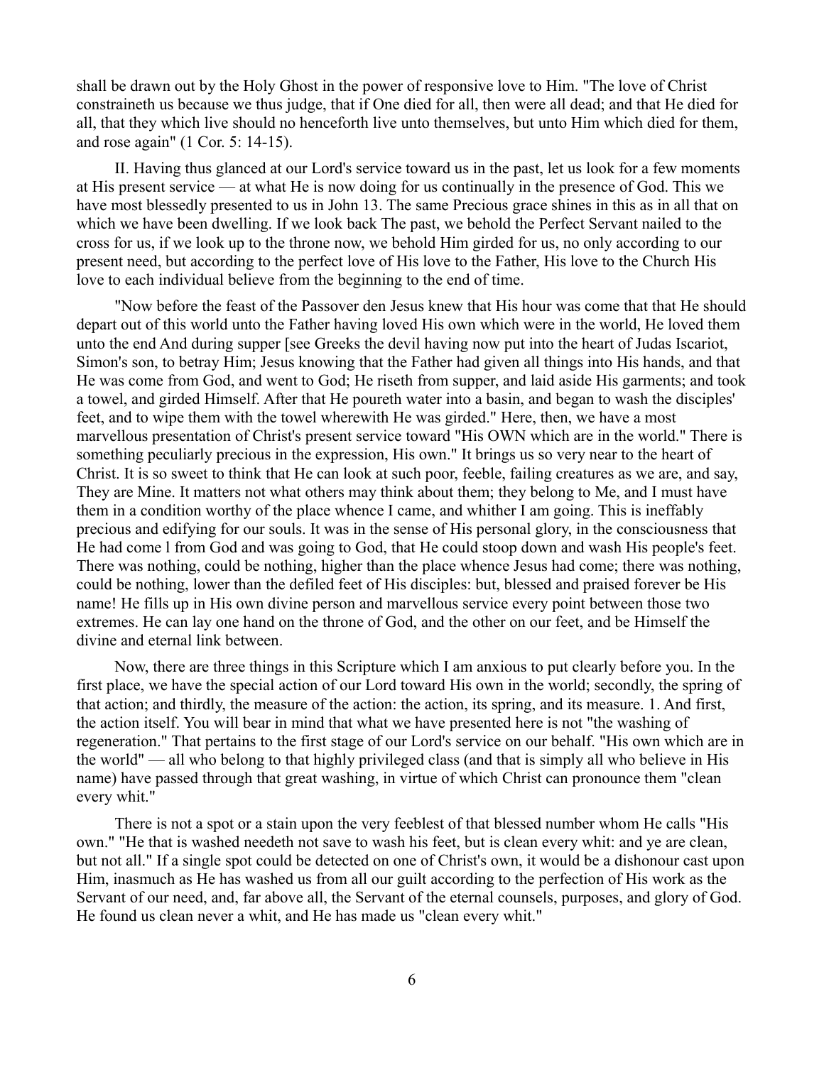shall be drawn out by the Holy Ghost in the power of responsive love to Him. "The love of Christ constraineth us because we thus judge, that if One died for all, then were all dead; and that He died for all, that they which live should no henceforth live unto themselves, but unto Him which died for them, and rose again" (1 Cor. 5: 14-15).

II. Having thus glanced at our Lord's service toward us in the past, let us look for a few moments at His present service — at what He is now doing for us continually in the presence of God. This we have most blessedly presented to us in John 13. The same Precious grace shines in this as in all that on which we have been dwelling. If we look back The past, we behold the Perfect Servant nailed to the cross for us, if we look up to the throne now, we behold Him girded for us, no only according to our present need, but according to the perfect love of His love to the Father, His love to the Church His love to each individual believe from the beginning to the end of time.

"Now before the feast of the Passover den Jesus knew that His hour was come that that He should depart out of this world unto the Father having loved His own which were in the world, He loved them unto the end And during supper [see Greeks the devil having now put into the heart of Judas Iscariot, Simon's son, to betray Him; Jesus knowing that the Father had given all things into His hands, and that He was come from God, and went to God; He riseth from supper, and laid aside His garments; and took a towel, and girded Himself. After that He poureth water into a basin, and began to wash the disciples' feet, and to wipe them with the towel wherewith He was girded." Here, then, we have a most marvellous presentation of Christ's present service toward "His OWN which are in the world." There is something peculiarly precious in the expression, His own." It brings us so very near to the heart of Christ. It is so sweet to think that He can look at such poor, feeble, failing creatures as we are, and say, They are Mine. It matters not what others may think about them; they belong to Me, and I must have them in a condition worthy of the place whence I came, and whither I am going. This is ineffably precious and edifying for our souls. It was in the sense of His personal glory, in the consciousness that He had come l from God and was going to God, that He could stoop down and wash His people's feet. There was nothing, could be nothing, higher than the place whence Jesus had come; there was nothing, could be nothing, lower than the defiled feet of His disciples: but, blessed and praised forever be His name! He fills up in His own divine person and marvellous service every point between those two extremes. He can lay one hand on the throne of God, and the other on our feet, and be Himself the divine and eternal link between.

Now, there are three things in this Scripture which I am anxious to put clearly before you. In the first place, we have the special action of our Lord toward His own in the world; secondly, the spring of that action; and thirdly, the measure of the action: the action, its spring, and its measure. 1. And first, the action itself. You will bear in mind that what we have presented here is not "the washing of regeneration." That pertains to the first stage of our Lord's service on our behalf. "His own which are in the world" — all who belong to that highly privileged class (and that is simply all who believe in His name) have passed through that great washing, in virtue of which Christ can pronounce them "clean every whit."

There is not a spot or a stain upon the very feeblest of that blessed number whom He calls "His own." "He that is washed needeth not save to wash his feet, but is clean every whit: and ye are clean, but not all." If a single spot could be detected on one of Christ's own, it would be a dishonour cast upon Him, inasmuch as He has washed us from all our guilt according to the perfection of His work as the Servant of our need, and, far above all, the Servant of the eternal counsels, purposes, and glory of God. He found us clean never a whit, and He has made us "clean every whit."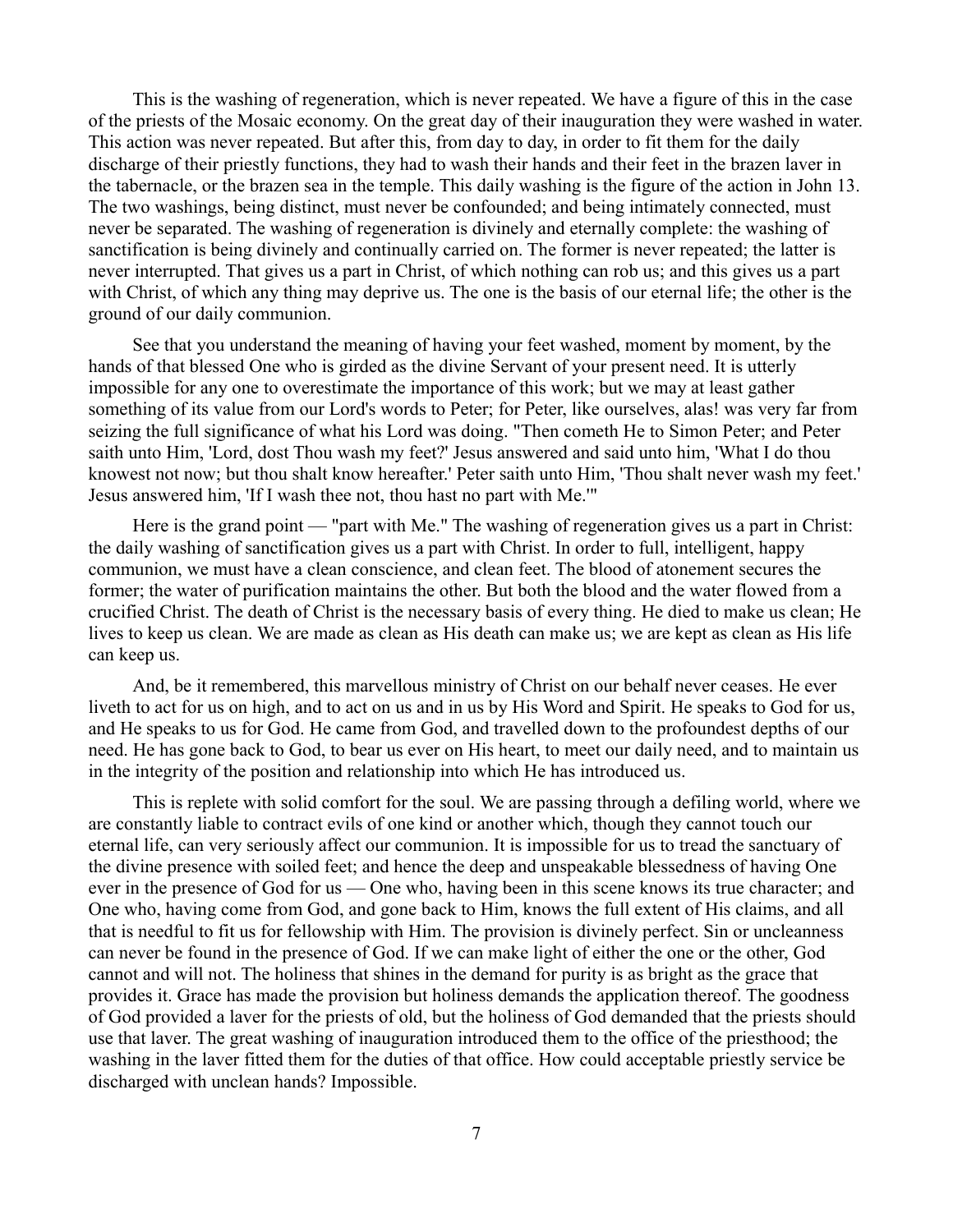This is the washing of regeneration, which is never repeated. We have a figure of this in the case of the priests of the Mosaic economy. On the great day of their inauguration they were washed in water. This action was never repeated. But after this, from day to day, in order to fit them for the daily discharge of their priestly functions, they had to wash their hands and their feet in the brazen laver in the tabernacle, or the brazen sea in the temple. This daily washing is the figure of the action in John 13. The two washings, being distinct, must never be confounded; and being intimately connected, must never be separated. The washing of regeneration is divinely and eternally complete: the washing of sanctification is being divinely and continually carried on. The former is never repeated; the latter is never interrupted. That gives us a part in Christ, of which nothing can rob us; and this gives us a part with Christ, of which any thing may deprive us. The one is the basis of our eternal life; the other is the ground of our daily communion.

See that you understand the meaning of having your feet washed, moment by moment, by the hands of that blessed One who is girded as the divine Servant of your present need. It is utterly impossible for any one to overestimate the importance of this work; but we may at least gather something of its value from our Lord's words to Peter; for Peter, like ourselves, alas! was very far from seizing the full significance of what his Lord was doing. "Then cometh He to Simon Peter; and Peter saith unto Him, 'Lord, dost Thou wash my feet?' Jesus answered and said unto him, 'What I do thou knowest not now; but thou shalt know hereafter.' Peter saith unto Him, 'Thou shalt never wash my feet.' Jesus answered him, 'If I wash thee not, thou hast no part with Me.'"

Here is the grand point — "part with Me." The washing of regeneration gives us a part in Christ: the daily washing of sanctification gives us a part with Christ. In order to full, intelligent, happy communion, we must have a clean conscience, and clean feet. The blood of atonement secures the former; the water of purification maintains the other. But both the blood and the water flowed from a crucified Christ. The death of Christ is the necessary basis of every thing. He died to make us clean; He lives to keep us clean. We are made as clean as His death can make us; we are kept as clean as His life can keep us.

And, be it remembered, this marvellous ministry of Christ on our behalf never ceases. He ever liveth to act for us on high, and to act on us and in us by His Word and Spirit. He speaks to God for us, and He speaks to us for God. He came from God, and travelled down to the profoundest depths of our need. He has gone back to God, to bear us ever on His heart, to meet our daily need, and to maintain us in the integrity of the position and relationship into which He has introduced us.

This is replete with solid comfort for the soul. We are passing through a defiling world, where we are constantly liable to contract evils of one kind or another which, though they cannot touch our eternal life, can very seriously affect our communion. It is impossible for us to tread the sanctuary of the divine presence with soiled feet; and hence the deep and unspeakable blessedness of having One ever in the presence of God for us — One who, having been in this scene knows its true character; and One who, having come from God, and gone back to Him, knows the full extent of His claims, and all that is needful to fit us for fellowship with Him. The provision is divinely perfect. Sin or uncleanness can never be found in the presence of God. If we can make light of either the one or the other, God cannot and will not. The holiness that shines in the demand for purity is as bright as the grace that provides it. Grace has made the provision but holiness demands the application thereof. The goodness of God provided a laver for the priests of old, but the holiness of God demanded that the priests should use that laver. The great washing of inauguration introduced them to the office of the priesthood; the washing in the laver fitted them for the duties of that office. How could acceptable priestly service be discharged with unclean hands? Impossible.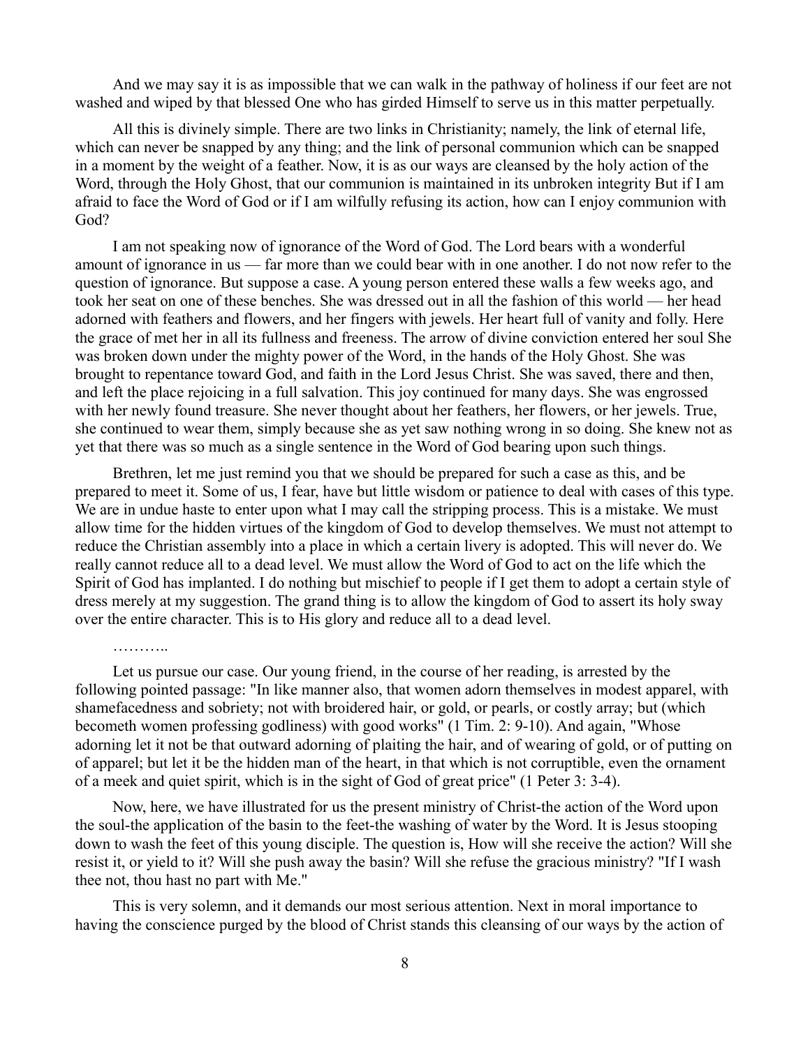And we may say it is as impossible that we can walk in the pathway of holiness if our feet are not washed and wiped by that blessed One who has girded Himself to serve us in this matter perpetually.

All this is divinely simple. There are two links in Christianity; namely, the link of eternal life, which can never be snapped by any thing; and the link of personal communion which can be snapped in a moment by the weight of a feather. Now, it is as our ways are cleansed by the holy action of the Word, through the Holy Ghost, that our communion is maintained in its unbroken integrity But if I am afraid to face the Word of God or if I am wilfully refusing its action, how can I enjoy communion with God?

I am not speaking now of ignorance of the Word of God. The Lord bears with a wonderful amount of ignorance in us — far more than we could bear with in one another. I do not now refer to the question of ignorance. But suppose a case. A young person entered these walls a few weeks ago, and took her seat on one of these benches. She was dressed out in all the fashion of this world — her head adorned with feathers and flowers, and her fingers with jewels. Her heart full of vanity and folly. Here the grace of met her in all its fullness and freeness. The arrow of divine conviction entered her soul She was broken down under the mighty power of the Word, in the hands of the Holy Ghost. She was brought to repentance toward God, and faith in the Lord Jesus Christ. She was saved, there and then, and left the place rejoicing in a full salvation. This joy continued for many days. She was engrossed with her newly found treasure. She never thought about her feathers, her flowers, or her jewels. True, she continued to wear them, simply because she as yet saw nothing wrong in so doing. She knew not as yet that there was so much as a single sentence in the Word of God bearing upon such things.

Brethren, let me just remind you that we should be prepared for such a case as this, and be prepared to meet it. Some of us, I fear, have but little wisdom or patience to deal with cases of this type. We are in undue haste to enter upon what I may call the stripping process. This is a mistake. We must allow time for the hidden virtues of the kingdom of God to develop themselves. We must not attempt to reduce the Christian assembly into a place in which a certain livery is adopted. This will never do. We really cannot reduce all to a dead level. We must allow the Word of God to act on the life which the Spirit of God has implanted. I do nothing but mischief to people if I get them to adopt a certain style of dress merely at my suggestion. The grand thing is to allow the kingdom of God to assert its holy sway over the entire character. This is to His glory and reduce all to a dead level.

………..

Let us pursue our case. Our young friend, in the course of her reading, is arrested by the following pointed passage: "In like manner also, that women adorn themselves in modest apparel, with shamefacedness and sobriety; not with broidered hair, or gold, or pearls, or costly array; but (which becometh women professing godliness) with good works" (1 Tim. 2: 9-10). And again, "Whose adorning let it not be that outward adorning of plaiting the hair, and of wearing of gold, or of putting on of apparel; but let it be the hidden man of the heart, in that which is not corruptible, even the ornament of a meek and quiet spirit, which is in the sight of God of great price" (1 Peter 3: 3-4).

Now, here, we have illustrated for us the present ministry of Christ-the action of the Word upon the soul-the application of the basin to the feet-the washing of water by the Word. It is Jesus stooping down to wash the feet of this young disciple. The question is, How will she receive the action? Will she resist it, or yield to it? Will she push away the basin? Will she refuse the gracious ministry? "If I wash thee not, thou hast no part with Me."

This is very solemn, and it demands our most serious attention. Next in moral importance to having the conscience purged by the blood of Christ stands this cleansing of our ways by the action of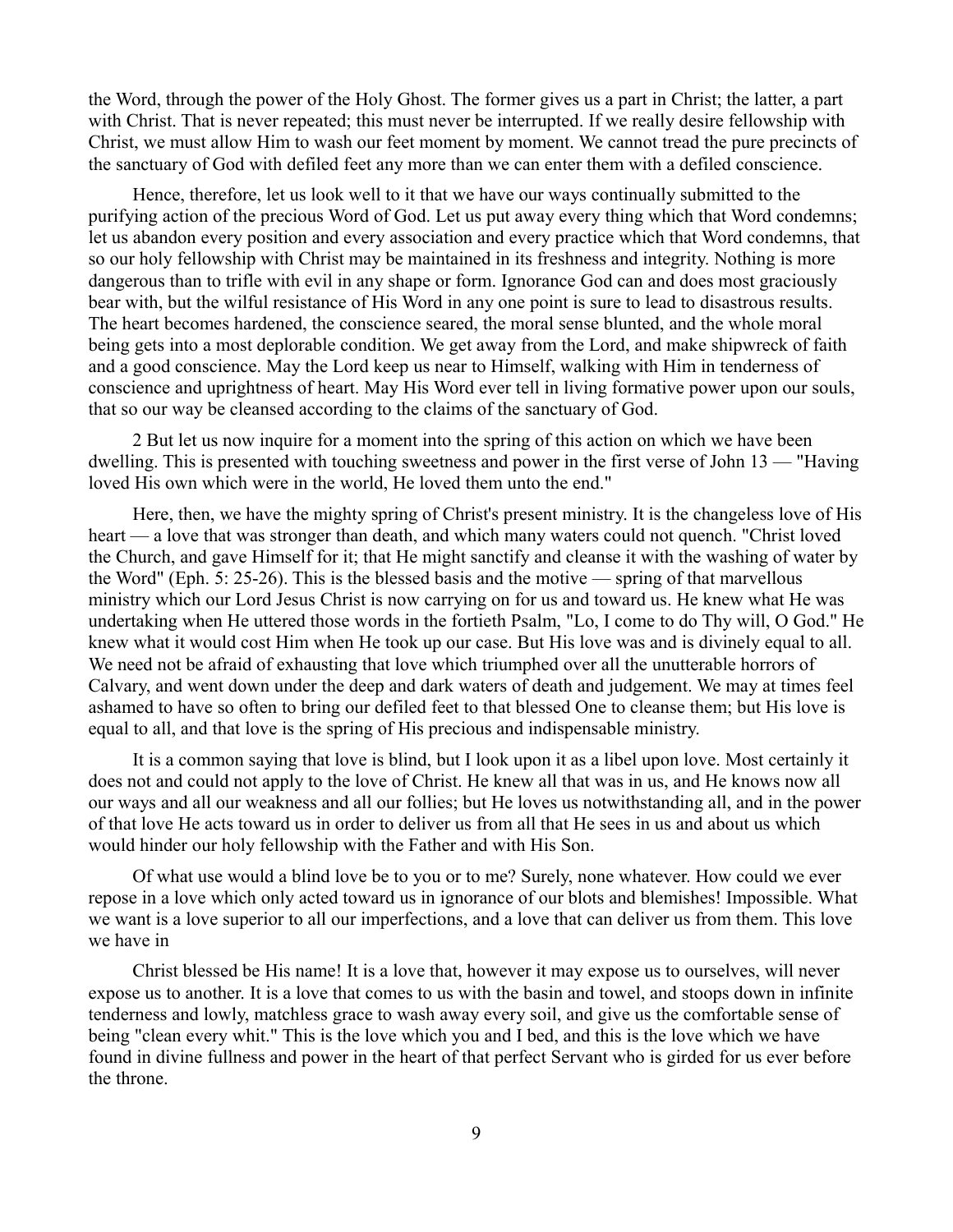the Word, through the power of the Holy Ghost. The former gives us a part in Christ; the latter, a part with Christ. That is never repeated; this must never be interrupted. If we really desire fellowship with Christ, we must allow Him to wash our feet moment by moment. We cannot tread the pure precincts of the sanctuary of God with defiled feet any more than we can enter them with a defiled conscience.

Hence, therefore, let us look well to it that we have our ways continually submitted to the purifying action of the precious Word of God. Let us put away every thing which that Word condemns; let us abandon every position and every association and every practice which that Word condemns, that so our holy fellowship with Christ may be maintained in its freshness and integrity. Nothing is more dangerous than to trifle with evil in any shape or form. Ignorance God can and does most graciously bear with, but the wilful resistance of His Word in any one point is sure to lead to disastrous results. The heart becomes hardened, the conscience seared, the moral sense blunted, and the whole moral being gets into a most deplorable condition. We get away from the Lord, and make shipwreck of faith and a good conscience. May the Lord keep us near to Himself, walking with Him in tenderness of conscience and uprightness of heart. May His Word ever tell in living formative power upon our souls, that so our way be cleansed according to the claims of the sanctuary of God.

2 But let us now inquire for a moment into the spring of this action on which we have been dwelling. This is presented with touching sweetness and power in the first verse of John 13 — "Having loved His own which were in the world, He loved them unto the end."

Here, then, we have the mighty spring of Christ's present ministry. It is the changeless love of His heart — a love that was stronger than death, and which many waters could not quench. "Christ loved the Church, and gave Himself for it; that He might sanctify and cleanse it with the washing of water by the Word" (Eph. 5: 25-26). This is the blessed basis and the motive — spring of that marvellous ministry which our Lord Jesus Christ is now carrying on for us and toward us. He knew what He was undertaking when He uttered those words in the fortieth Psalm, "Lo, I come to do Thy will, O God." He knew what it would cost Him when He took up our case. But His love was and is divinely equal to all. We need not be afraid of exhausting that love which triumphed over all the unutterable horrors of Calvary, and went down under the deep and dark waters of death and judgement. We may at times feel ashamed to have so often to bring our defiled feet to that blessed One to cleanse them; but His love is equal to all, and that love is the spring of His precious and indispensable ministry.

It is a common saying that love is blind, but I look upon it as a libel upon love. Most certainly it does not and could not apply to the love of Christ. He knew all that was in us, and He knows now all our ways and all our weakness and all our follies; but He loves us notwithstanding all, and in the power of that love He acts toward us in order to deliver us from all that He sees in us and about us which would hinder our holy fellowship with the Father and with His Son.

Of what use would a blind love be to you or to me? Surely, none whatever. How could we ever repose in a love which only acted toward us in ignorance of our blots and blemishes! Impossible. What we want is a love superior to all our imperfections, and a love that can deliver us from them. This love we have in

Christ blessed be His name! It is a love that, however it may expose us to ourselves, will never expose us to another. It is a love that comes to us with the basin and towel, and stoops down in infinite tenderness and lowly, matchless grace to wash away every soil, and give us the comfortable sense of being "clean every whit." This is the love which you and I bed, and this is the love which we have found in divine fullness and power in the heart of that perfect Servant who is girded for us ever before the throne.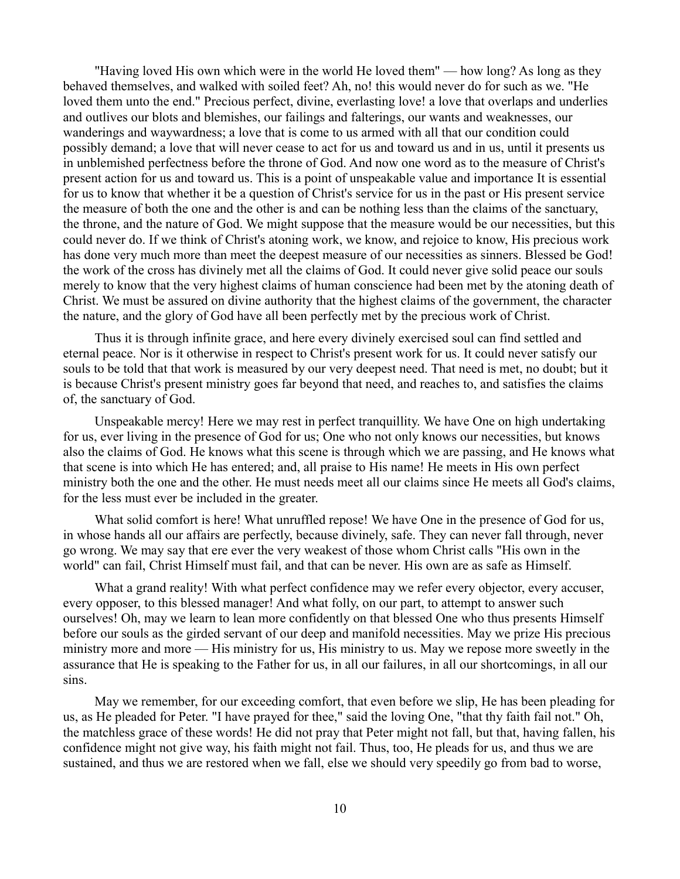"Having loved His own which were in the world He loved them" — how long? As long as they behaved themselves, and walked with soiled feet? Ah, no! this would never do for such as we. "He loved them unto the end." Precious perfect, divine, everlasting love! a love that overlaps and underlies and outlives our blots and blemishes, our failings and falterings, our wants and weaknesses, our wanderings and waywardness; a love that is come to us armed with all that our condition could possibly demand; a love that will never cease to act for us and toward us and in us, until it presents us in unblemished perfectness before the throne of God. And now one word as to the measure of Christ's present action for us and toward us. This is a point of unspeakable value and importance It is essential for us to know that whether it be a question of Christ's service for us in the past or His present service the measure of both the one and the other is and can be nothing less than the claims of the sanctuary, the throne, and the nature of God. We might suppose that the measure would be our necessities, but this could never do. If we think of Christ's atoning work, we know, and rejoice to know, His precious work has done very much more than meet the deepest measure of our necessities as sinners. Blessed be God! the work of the cross has divinely met all the claims of God. It could never give solid peace our souls merely to know that the very highest claims of human conscience had been met by the atoning death of Christ. We must be assured on divine authority that the highest claims of the government, the character the nature, and the glory of God have all been perfectly met by the precious work of Christ.

Thus it is through infinite grace, and here every divinely exercised soul can find settled and eternal peace. Nor is it otherwise in respect to Christ's present work for us. It could never satisfy our souls to be told that that work is measured by our very deepest need. That need is met, no doubt; but it is because Christ's present ministry goes far beyond that need, and reaches to, and satisfies the claims of, the sanctuary of God.

Unspeakable mercy! Here we may rest in perfect tranquillity. We have One on high undertaking for us, ever living in the presence of God for us; One who not only knows our necessities, but knows also the claims of God. He knows what this scene is through which we are passing, and He knows what that scene is into which He has entered; and, all praise to His name! He meets in His own perfect ministry both the one and the other. He must needs meet all our claims since He meets all God's claims, for the less must ever be included in the greater.

What solid comfort is here! What unruffled repose! We have One in the presence of God for us, in whose hands all our affairs are perfectly, because divinely, safe. They can never fall through, never go wrong. We may say that ere ever the very weakest of those whom Christ calls "His own in the world" can fail, Christ Himself must fail, and that can be never. His own are as safe as Himself.

What a grand reality! With what perfect confidence may we refer every objector, every accuser, every opposer, to this blessed manager! And what folly, on our part, to attempt to answer such ourselves! Oh, may we learn to lean more confidently on that blessed One who thus presents Himself before our souls as the girded servant of our deep and manifold necessities. May we prize His precious ministry more and more — His ministry for us, His ministry to us. May we repose more sweetly in the assurance that He is speaking to the Father for us, in all our failures, in all our shortcomings, in all our sins.

May we remember, for our exceeding comfort, that even before we slip, He has been pleading for us, as He pleaded for Peter. "I have prayed for thee," said the loving One, "that thy faith fail not." Oh, the matchless grace of these words! He did not pray that Peter might not fall, but that, having fallen, his confidence might not give way, his faith might not fail. Thus, too, He pleads for us, and thus we are sustained, and thus we are restored when we fall, else we should very speedily go from bad to worse,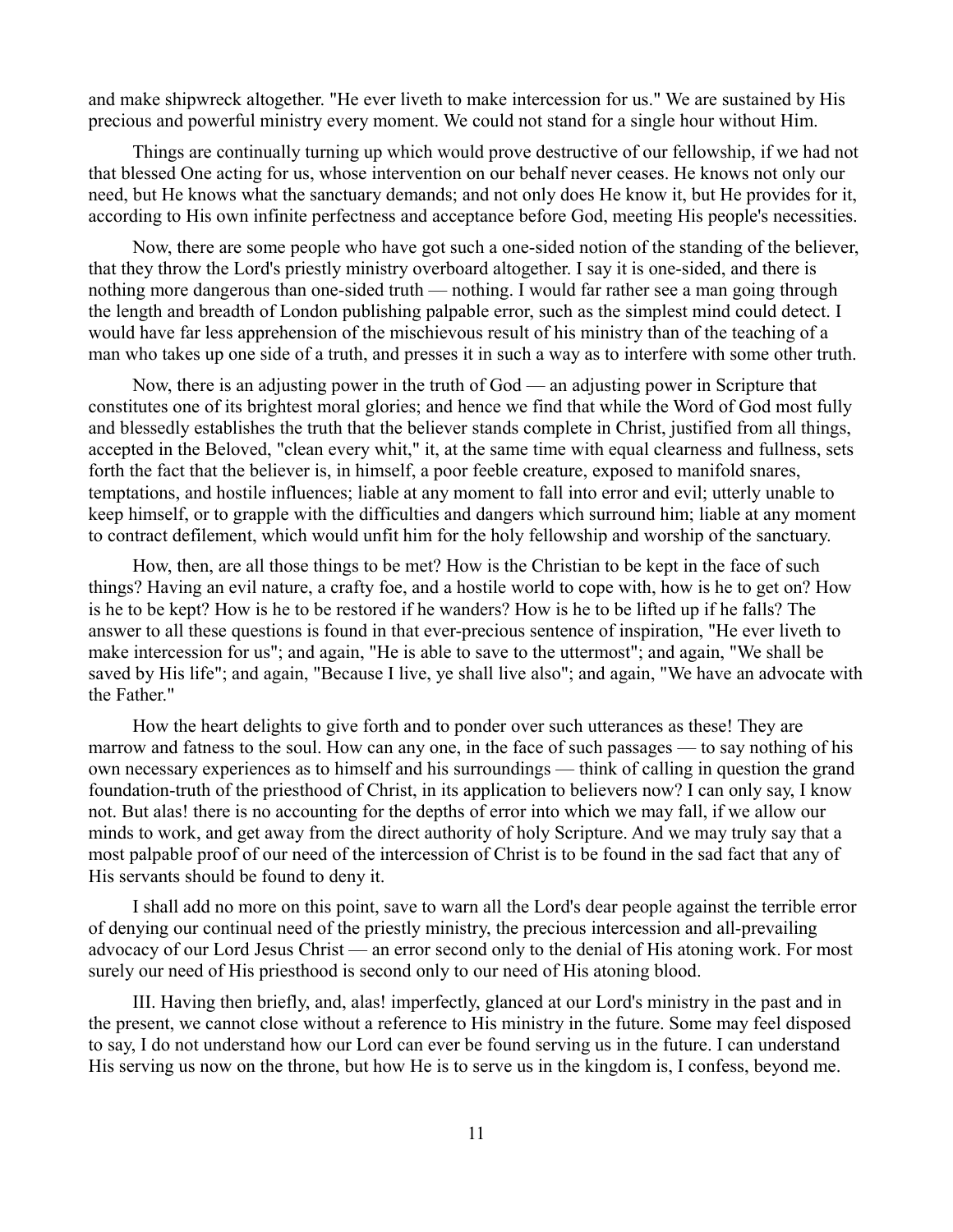and make shipwreck altogether. "He ever liveth to make intercession for us." We are sustained by His precious and powerful ministry every moment. We could not stand for a single hour without Him.

Things are continually turning up which would prove destructive of our fellowship, if we had not that blessed One acting for us, whose intervention on our behalf never ceases. He knows not only our need, but He knows what the sanctuary demands; and not only does He know it, but He provides for it, according to His own infinite perfectness and acceptance before God, meeting His people's necessities.

Now, there are some people who have got such a one-sided notion of the standing of the believer, that they throw the Lord's priestly ministry overboard altogether. I say it is one-sided, and there is nothing more dangerous than one-sided truth — nothing. I would far rather see a man going through the length and breadth of London publishing palpable error, such as the simplest mind could detect. I would have far less apprehension of the mischievous result of his ministry than of the teaching of a man who takes up one side of a truth, and presses it in such a way as to interfere with some other truth.

Now, there is an adjusting power in the truth of God — an adjusting power in Scripture that constitutes one of its brightest moral glories; and hence we find that while the Word of God most fully and blessedly establishes the truth that the believer stands complete in Christ, justified from all things, accepted in the Beloved, "clean every whit," it, at the same time with equal clearness and fullness, sets forth the fact that the believer is, in himself, a poor feeble creature, exposed to manifold snares, temptations, and hostile influences; liable at any moment to fall into error and evil; utterly unable to keep himself, or to grapple with the difficulties and dangers which surround him; liable at any moment to contract defilement, which would unfit him for the holy fellowship and worship of the sanctuary.

How, then, are all those things to be met? How is the Christian to be kept in the face of such things? Having an evil nature, a crafty foe, and a hostile world to cope with, how is he to get on? How is he to be kept? How is he to be restored if he wanders? How is he to be lifted up if he falls? The answer to all these questions is found in that ever-precious sentence of inspiration, "He ever liveth to make intercession for us"; and again, "He is able to save to the uttermost"; and again, "We shall be saved by His life"; and again, "Because I live, ye shall live also"; and again, "We have an advocate with the Father."

How the heart delights to give forth and to ponder over such utterances as these! They are marrow and fatness to the soul. How can any one, in the face of such passages — to say nothing of his own necessary experiences as to himself and his surroundings — think of calling in question the grand foundation-truth of the priesthood of Christ, in its application to believers now? I can only say, I know not. But alas! there is no accounting for the depths of error into which we may fall, if we allow our minds to work, and get away from the direct authority of holy Scripture. And we may truly say that a most palpable proof of our need of the intercession of Christ is to be found in the sad fact that any of His servants should be found to deny it.

I shall add no more on this point, save to warn all the Lord's dear people against the terrible error of denying our continual need of the priestly ministry, the precious intercession and all-prevailing advocacy of our Lord Jesus Christ — an error second only to the denial of His atoning work. For most surely our need of His priesthood is second only to our need of His atoning blood.

III. Having then briefly, and, alas! imperfectly, glanced at our Lord's ministry in the past and in the present, we cannot close without a reference to His ministry in the future. Some may feel disposed to say, I do not understand how our Lord can ever be found serving us in the future. I can understand His serving us now on the throne, but how He is to serve us in the kingdom is, I confess, beyond me.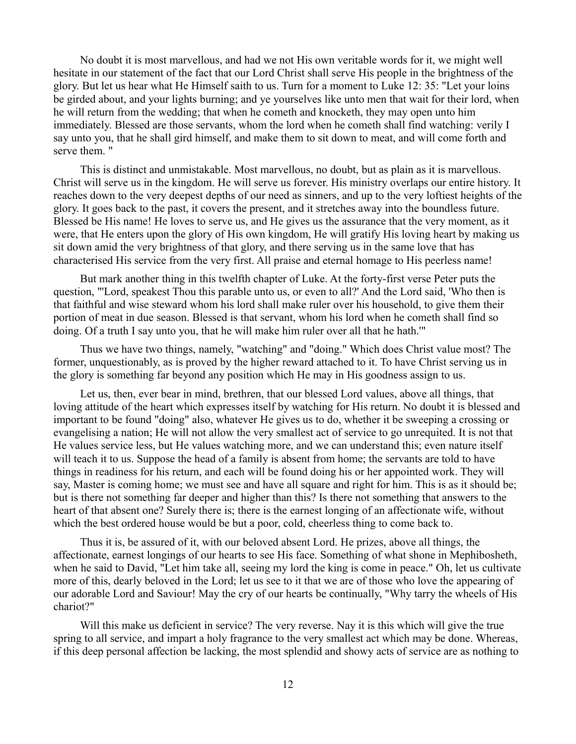No doubt it is most marvellous, and had we not His own veritable words for it, we might well hesitate in our statement of the fact that our Lord Christ shall serve His people in the brightness of the glory. But let us hear what He Himself saith to us. Turn for a moment to Luke 12: 35: "Let your loins be girded about, and your lights burning; and ye yourselves like unto men that wait for their lord, when he will return from the wedding; that when he cometh and knocketh, they may open unto him immediately. Blessed are those servants, whom the lord when he cometh shall find watching: verily I say unto you, that he shall gird himself, and make them to sit down to meat, and will come forth and serve them. "

This is distinct and unmistakable. Most marvellous, no doubt, but as plain as it is marvellous. Christ will serve us in the kingdom. He will serve us forever. His ministry overlaps our entire history. It reaches down to the very deepest depths of our need as sinners, and up to the very loftiest heights of the glory. It goes back to the past, it covers the present, and it stretches away into the boundless future. Blessed be His name! He loves to serve us, and He gives us the assurance that the very moment, as it were, that He enters upon the glory of His own kingdom, He will gratify His loving heart by making us sit down amid the very brightness of that glory, and there serving us in the same love that has characterised His service from the very first. All praise and eternal homage to His peerless name!

But mark another thing in this twelfth chapter of Luke. At the forty-first verse Peter puts the question, "'Lord, speakest Thou this parable unto us, or even to all?' And the Lord said, 'Who then is that faithful and wise steward whom his lord shall make ruler over his household, to give them their portion of meat in due season. Blessed is that servant, whom his lord when he cometh shall find so doing. Of a truth I say unto you, that he will make him ruler over all that he hath.'"

Thus we have two things, namely, "watching" and "doing." Which does Christ value most? The former, unquestionably, as is proved by the higher reward attached to it. To have Christ serving us in the glory is something far beyond any position which He may in His goodness assign to us.

Let us, then, ever bear in mind, brethren, that our blessed Lord values, above all things, that loving attitude of the heart which expresses itself by watching for His return. No doubt it is blessed and important to be found "doing" also, whatever He gives us to do, whether it be sweeping a crossing or evangelising a nation; He will not allow the very smallest act of service to go unrequited. It is not that He values service less, but He values watching more, and we can understand this; even nature itself will teach it to us. Suppose the head of a family is absent from home; the servants are told to have things in readiness for his return, and each will be found doing his or her appointed work. They will say, Master is coming home; we must see and have all square and right for him. This is as it should be; but is there not something far deeper and higher than this? Is there not something that answers to the heart of that absent one? Surely there is; there is the earnest longing of an affectionate wife, without which the best ordered house would be but a poor, cold, cheerless thing to come back to.

Thus it is, be assured of it, with our beloved absent Lord. He prizes, above all things, the affectionate, earnest longings of our hearts to see His face. Something of what shone in Mephibosheth, when he said to David, "Let him take all, seeing my lord the king is come in peace." Oh, let us cultivate more of this, dearly beloved in the Lord; let us see to it that we are of those who love the appearing of our adorable Lord and Saviour! May the cry of our hearts be continually, "Why tarry the wheels of His chariot?"

Will this make us deficient in service? The very reverse. Nay it is this which will give the true spring to all service, and impart a holy fragrance to the very smallest act which may be done. Whereas, if this deep personal affection be lacking, the most splendid and showy acts of service are as nothing to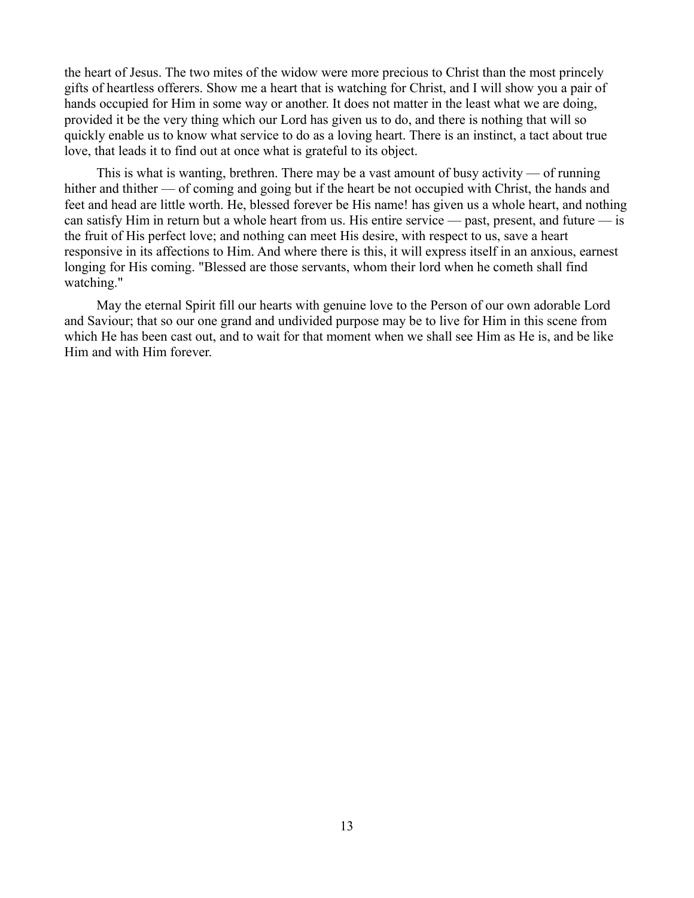the heart of Jesus. The two mites of the widow were more precious to Christ than the most princely gifts of heartless offerers. Show me a heart that is watching for Christ, and I will show you a pair of hands occupied for Him in some way or another. It does not matter in the least what we are doing, provided it be the very thing which our Lord has given us to do, and there is nothing that will so quickly enable us to know what service to do as a loving heart. There is an instinct, a tact about true love, that leads it to find out at once what is grateful to its object.

This is what is wanting, brethren. There may be a vast amount of busy activity — of running hither and thither — of coming and going but if the heart be not occupied with Christ, the hands and feet and head are little worth. He, blessed forever be His name! has given us a whole heart, and nothing can satisfy Him in return but a whole heart from us. His entire service — past, present, and future — is the fruit of His perfect love; and nothing can meet His desire, with respect to us, save a heart responsive in its affections to Him. And where there is this, it will express itself in an anxious, earnest longing for His coming. "Blessed are those servants, whom their lord when he cometh shall find watching."

May the eternal Spirit fill our hearts with genuine love to the Person of our own adorable Lord and Saviour; that so our one grand and undivided purpose may be to live for Him in this scene from which He has been cast out, and to wait for that moment when we shall see Him as He is, and be like Him and with Him forever.